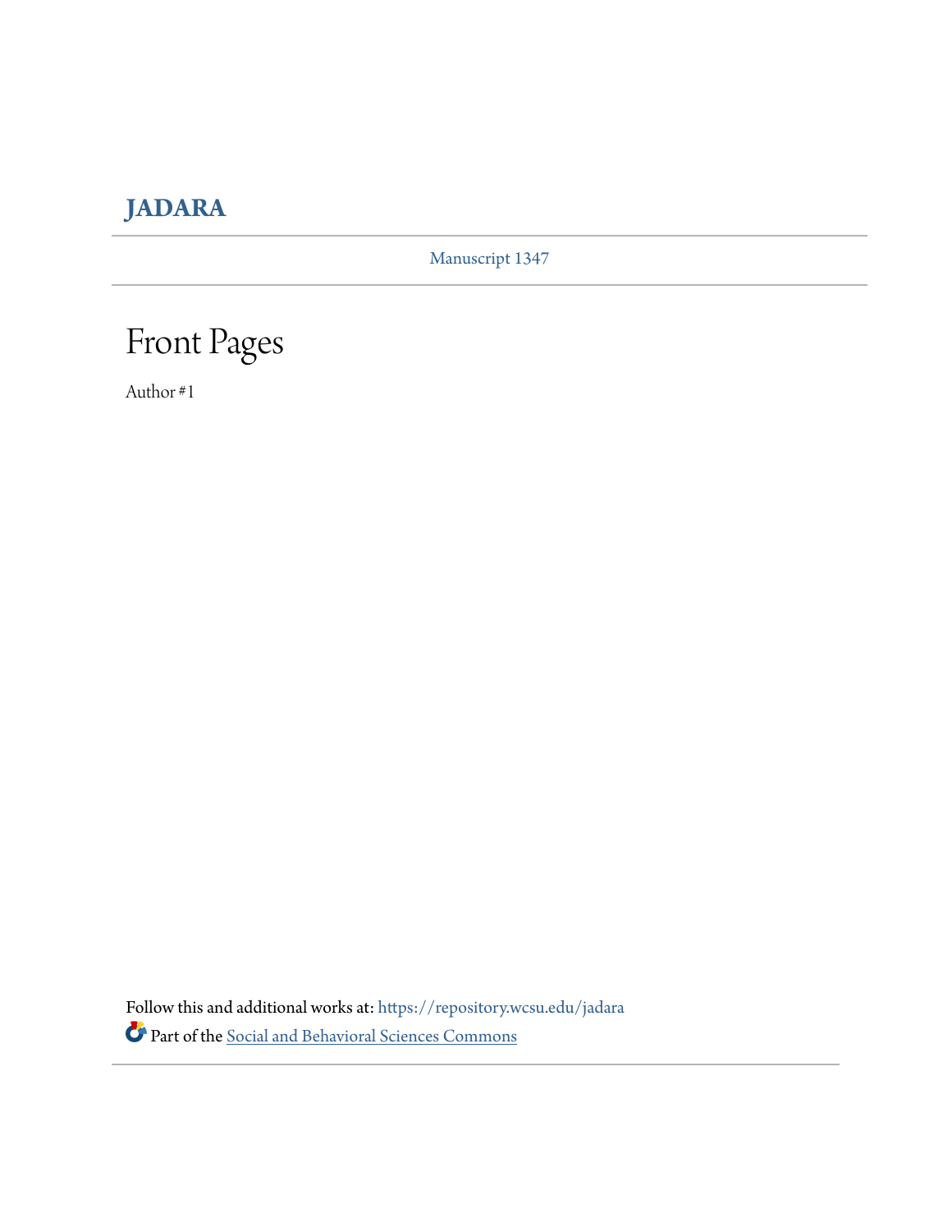# JADARA

Manuscript 1347

## Front Pages

Author #1

Follow this and additional works at: https://repository.wcsu.edu/jadara

Part of the Social and Behavioral Sciences Commons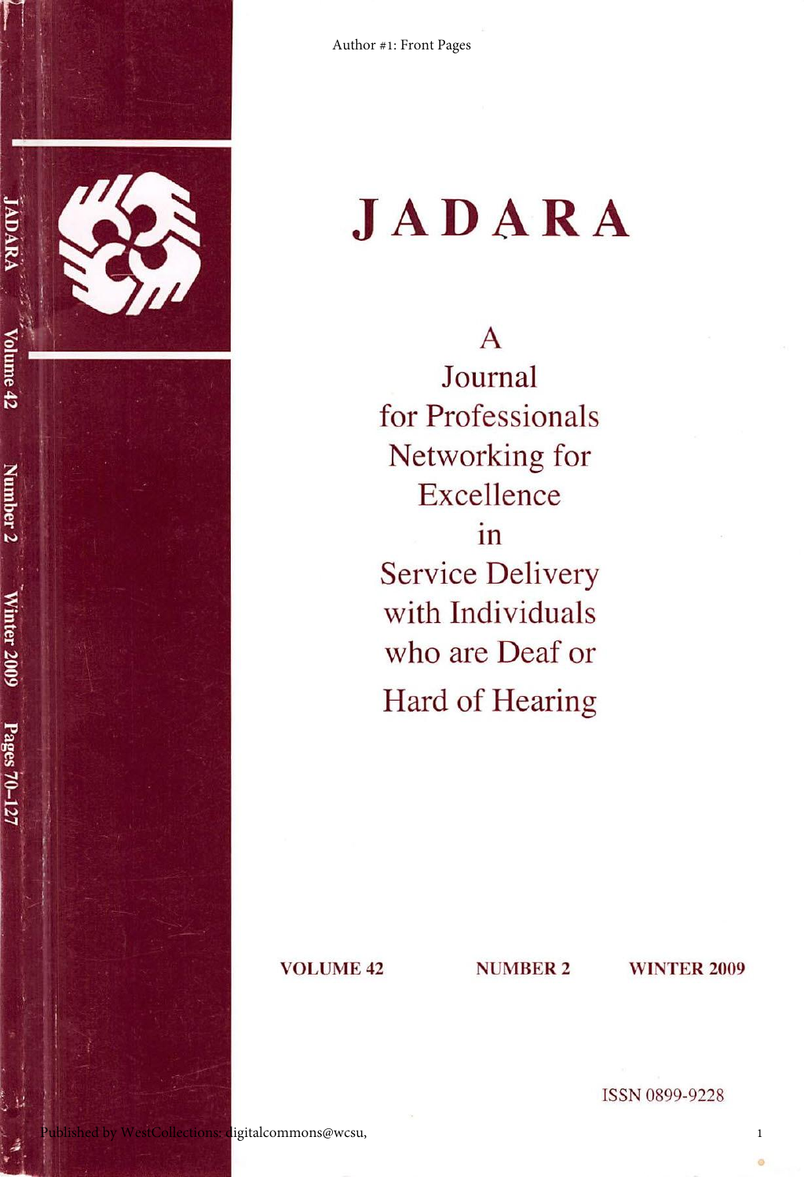# JADARA

A
Journal
for Professionals
Networking for
Excellence
in
Service Delivery
with Individuals
who are Deaf or
Hard of Hearing

**VOLUME 42** **NUMBER 2** **WINTER 2009**

ISSN 0899-9228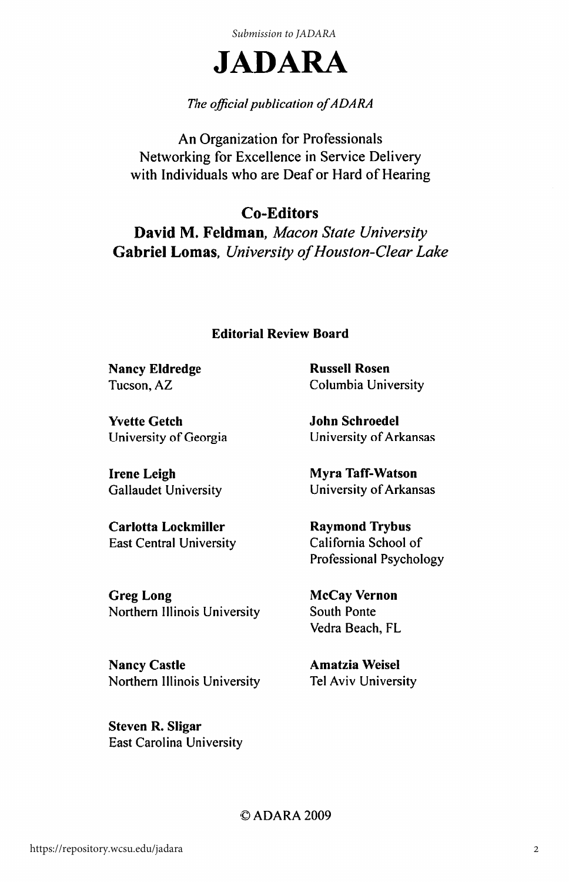# JADARA

*The official publication of ADARA*

An Organization for Professionals
Networking for Excellence in Service Delivery
with Individuals who are Deaf or Hard of Hearing

## Co-Editors

**David M. Feldman**, *Macon State University*
**Gabriel Lomas**, *University of Houston-Clear Lake*

### Editorial Review Board

**Nancy Eldredge**
Tucson, AZ

**Yvette Getch**
University of Georgia

**Irene Leigh**
Gallaudet University

**Carlotta Lockmiller**
East Central University

**Greg Long**
Northern Illinois University

**Nancy Castle**
Northern Illinois University

**Steven R. Sligar**
East Carolina University

**Russell Rosen**
Columbia University

**John Schroedel**
University of Arkansas

**Myra Taff-Watson**
University of Arkansas

**Raymond Trybus**
California School of
Professional Psychology

**McCay Vernon**
South Ponte
Vedra Beach, FL

**Amatzia Weisel**
Tel Aviv University

© ADARA 2009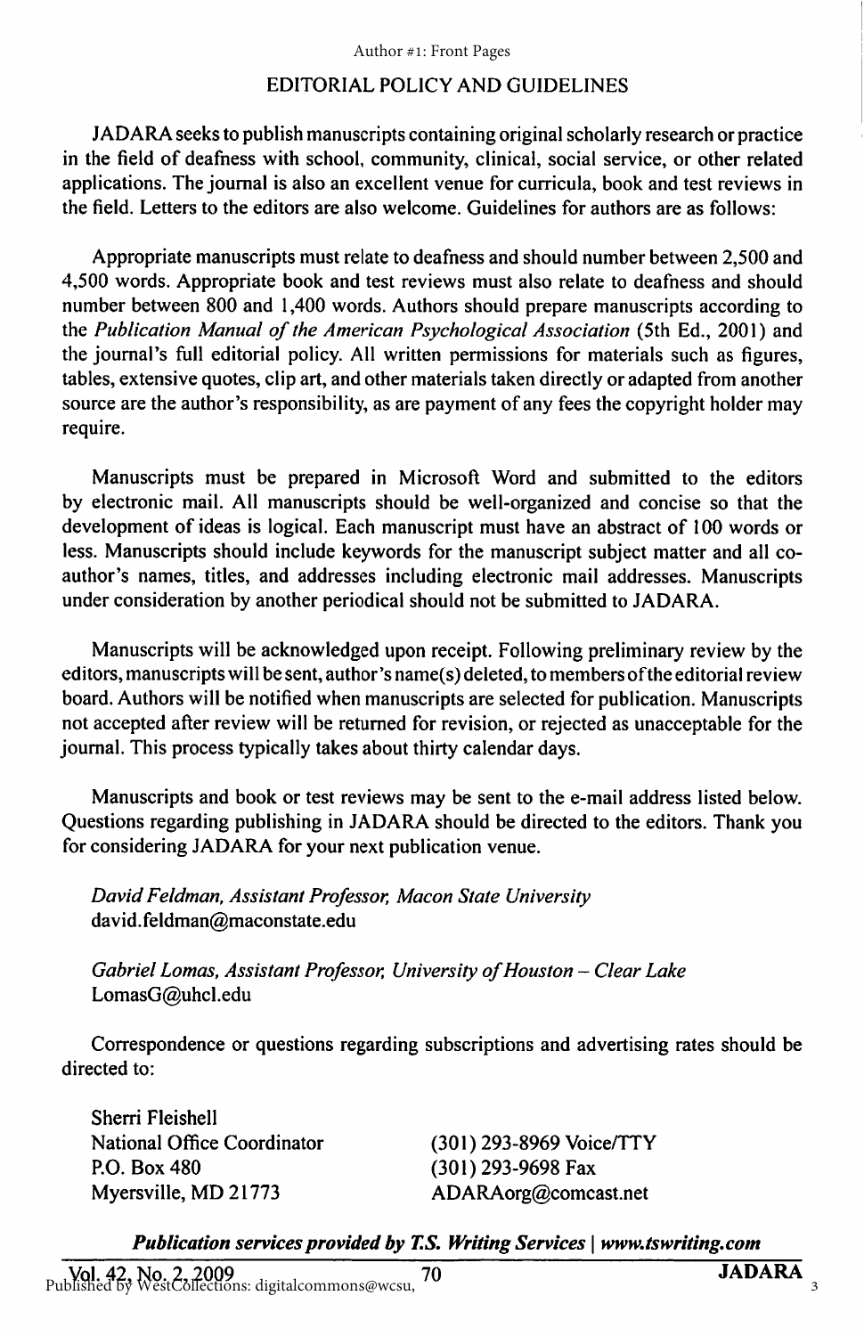## EDITORIAL POLICY AND GUIDELINES

JADARA seeks to publish manuscripts containing original scholarly research or practice in the field of deafness with school, community, clinical, social service, or other related applications. The journal is also an excellent venue for curricula, book and test reviews in the field. Letters to the editors are also welcome. Guidelines for authors are as follows:

Appropriate manuscripts must relate to deafness and should number between 2,500 and 4,500 words. Appropriate book and test reviews must also relate to deafness and should number between 800 and 1,400 words. Authors should prepare manuscripts according to the *Publication Manual of the American Psychological Association* (5th Ed., 2001) and the journal's full editorial policy. All written permissions for materials such as figures, tables, extensive quotes, clip art, and other materials taken directly or adapted from another source are the author's responsibility, as are payment of any fees the copyright holder may require.

Manuscripts must be prepared in Microsoft Word and submitted to the editors by electronic mail. All manuscripts should be well-organized and concise so that the development of ideas is logical. Each manuscript must have an abstract of 100 words or less. Manuscripts should include keywords for the manuscript subject matter and all co-author's names, titles, and addresses including electronic mail addresses. Manuscripts under consideration by another periodical should not be submitted to JADARA.

Manuscripts will be acknowledged upon receipt. Following preliminary review by the editors, manuscripts will be sent, author's name(s) deleted, to members of the editorial review board. Authors will be notified when manuscripts are selected for publication. Manuscripts not accepted after review will be returned for revision, or rejected as unacceptable for the journal. This process typically takes about thirty calendar days.

Manuscripts and book or test reviews may be sent to the e-mail address listed below. Questions regarding publishing in JADARA should be directed to the editors. Thank you for considering JADARA for your next publication venue.

*David Feldman, Assistant Professor, Macon State University*
david.feldman@maconstate.edu

*Gabriel Lomas, Assistant Professor, University of Houston – Clear Lake*
LomasG@uhcl.edu

Correspondence or questions regarding subscriptions and advertising rates should be directed to:

| | |
|---|---|
| Sherri Fleishell | |
| National Office Coordinator | (301) 293-8969 Voice/TTY |
| P.O. Box 480 | (301) 293-9698 Fax |
| Myersville, MD 21773 | ADARAorg@comcast.net |

***Publication services provided by T.S. Writing Services | www.tswriting.com***